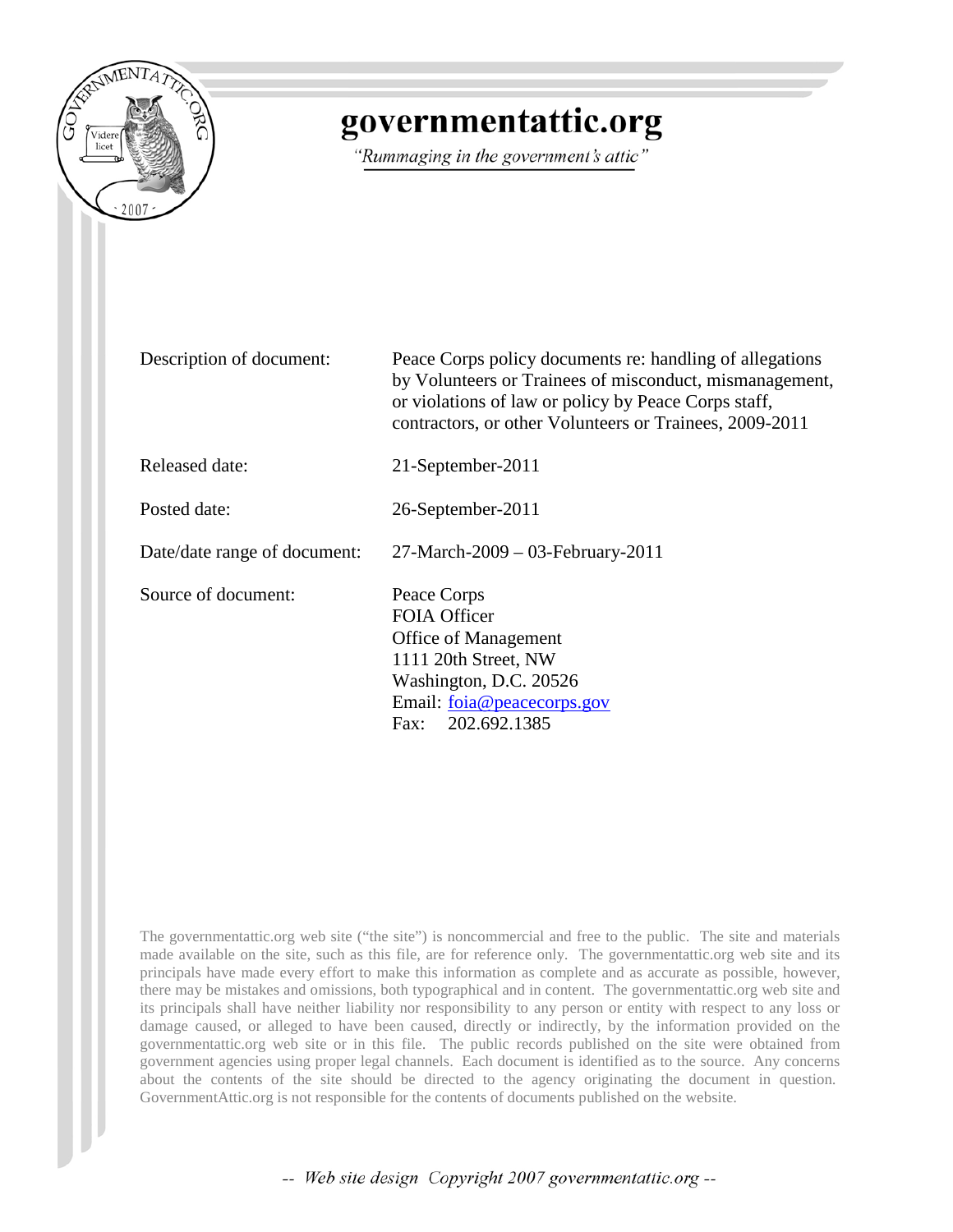# governmentattic.org

*"Rummaging in the government's attic"*

| | |
|---|---|
| Description of document: | Peace Corps policy documents re: handling of allegations by Volunteers or Trainees of misconduct, mismanagement, or violations of law or policy by Peace Corps staff, contractors, or other Volunteers or Trainees, 2009-2011 |
| Released date: | 21-September-2011 |
| Posted date: | 26-September-2011 |
| Date/date range of document: | 27-March-2009 – 03-February-2011 |
| Source of document: | Peace Corps<br>FOIA Officer<br>Office of Management<br>1111 20th Street, NW<br>Washington, D.C. 20526<br>Email: foia@peacecorps.gov<br>Fax: 202.692.1385 |

The governmentattic.org web site ("the site") is noncommercial and free to the public. The site and materials made available on the site, such as this file, are for reference only. The governmentattic.org web site and its principals have made every effort to make this information as complete and as accurate as possible, however, there may be mistakes and omissions, both typographical and in content. The governmentattic.org web site and its principals shall have neither liability nor responsibility to any person or entity with respect to any loss or damage caused, or alleged to have been caused, directly or indirectly, by the information provided on the governmentattic.org web site or in this file. The public records published on the site were obtained from government agencies using proper legal channels. Each document is identified as to the source. Any concerns about the contents of the site should be directed to the agency originating the document in question. GovernmentAttic.org is not responsible for the contents of documents published on the website.

*-- Web site design Copyright 2007 governmentattic.org --*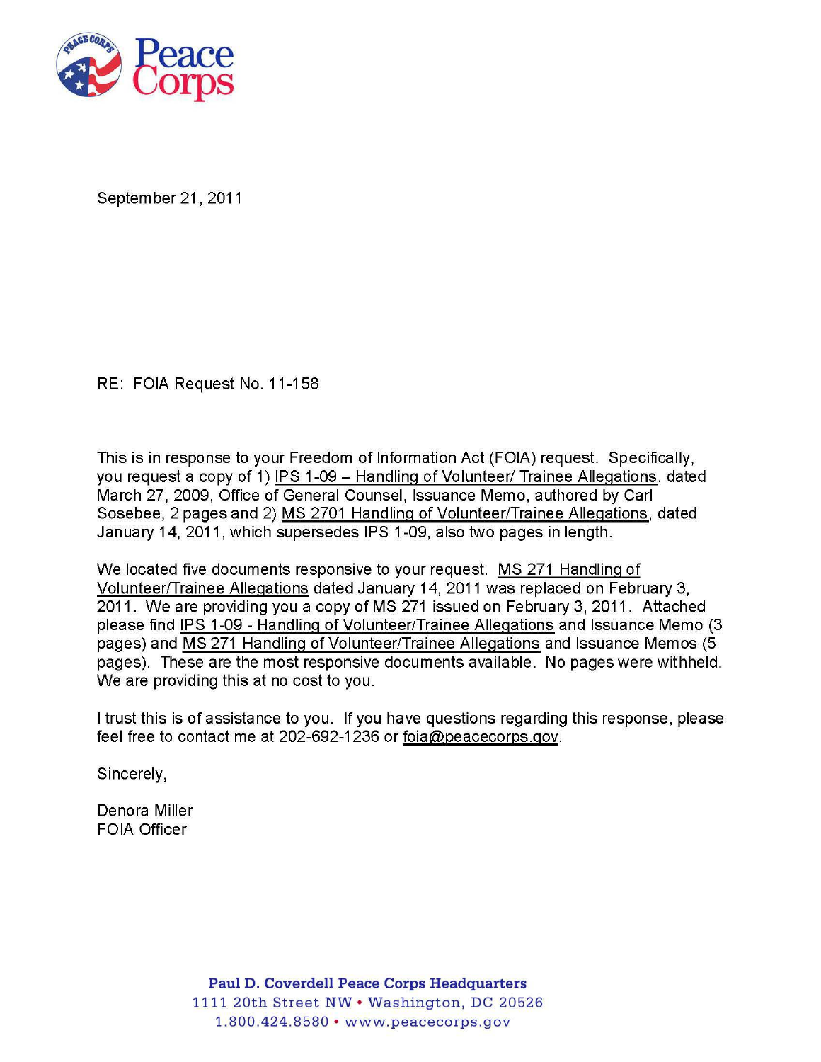Peace Corps

September 21, 2011

RE: FOIA Request No. 11-158

This is in response to your Freedom of Information Act (FOIA) request. Specifically, you request a copy of 1) IPS 1-09 – Handling of Volunteer/ Trainee Allegations, dated March 27, 2009, Office of General Counsel, Issuance Memo, authored by Carl Sosebee, 2 pages and 2) MS 2701 Handling of Volunteer/Trainee Allegations, dated January 14, 2011, which supersedes IPS 1-09, also two pages in length.

We located five documents responsive to your request. MS 271 Handling of Volunteer/Trainee Allegations dated January 14, 2011 was replaced on February 3, 2011. We are providing you a copy of MS 271 issued on February 3, 2011. Attached please find IPS 1-09 - Handling of Volunteer/Trainee Allegations and Issuance Memo (3 pages) and MS 271 Handling of Volunteer/Trainee Allegations and Issuance Memos (5 pages). These are the most responsive documents available. No pages were withheld. We are providing this at no cost to you.

I trust this is of assistance to you. If you have questions regarding this response, please feel free to contact me at 202-692-1236 or foia@peacecorps.gov.

Sincerely,

Denora Miller
FOIA Officer

**Paul D. Coverdell Peace Corps Headquarters**
1111 20th Street NW • Washington, DC 20526
1.800.424.8580 • www.peacecorps.gov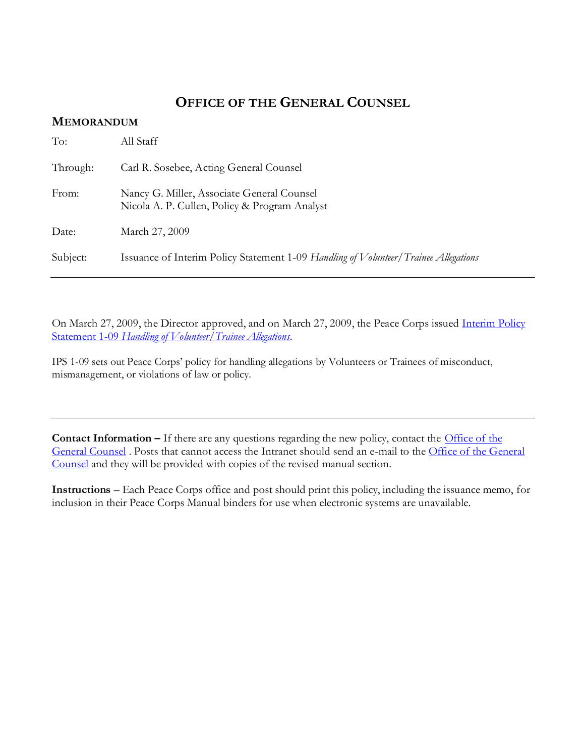# Office of the General Counsel

## Memorandum

| | |
|---|---|
| To: | All Staff |
| Through: | Carl R. Sosebee, Acting General Counsel |
| From: | Nancy G. Miller, Associate General Counsel<br>Nicola A. P. Cullen, Policy & Program Analyst |
| Date: | March 27, 2009 |
| Subject: | Issuance of Interim Policy Statement 1-09 *Handling of Volunteer/Trainee Allegations* |

---

On March 27, 2009, the Director approved, and on March 27, 2009, the Peace Corps issued Interim Policy Statement 1-09 *Handling of Volunteer/Trainee Allegations*.

IPS 1-09 sets out Peace Corps' policy for handling allegations by Volunteers or Trainees of misconduct, mismanagement, or violations of law or policy.

---

**Contact Information –** If there are any questions regarding the new policy, contact the Office of the General Counsel . Posts that cannot access the Intranet should send an e-mail to the Office of the General Counsel and they will be provided with copies of the revised manual section.

**Instructions** – Each Peace Corps office and post should print this policy, including the issuance memo, for inclusion in their Peace Corps Manual binders for use when electronic systems are unavailable.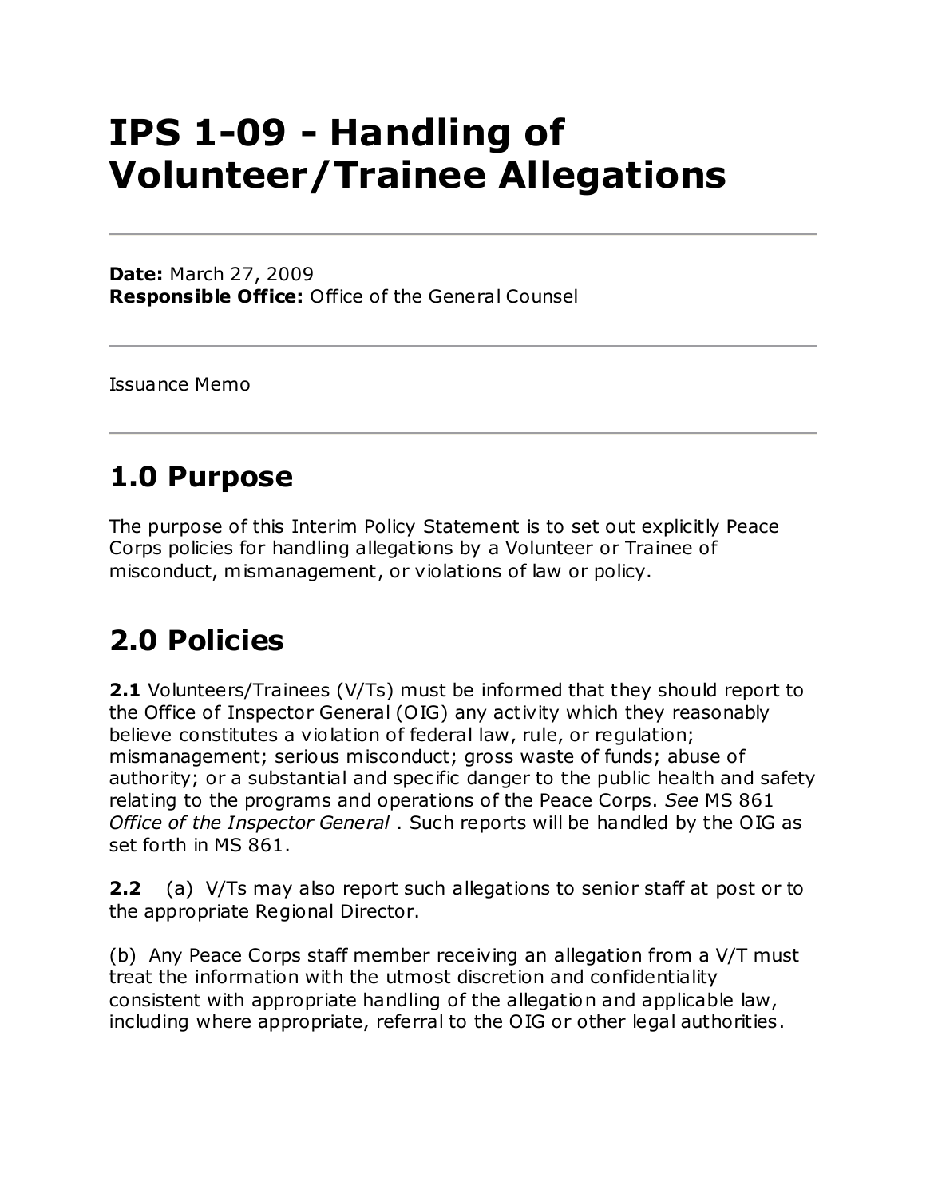# IPS 1-09 - Handling of Volunteer/Trainee Allegations

---

**Date:** March 27, 2009
**Responsible Office:** Office of the General Counsel

---

Issuance Memo

---

## 1.0 Purpose

The purpose of this Interim Policy Statement is to set out explicitly Peace Corps policies for handling allegations by a Volunteer or Trainee of misconduct, mismanagement, or violations of law or policy.

## 2.0 Policies

**2.1** Volunteers/Trainees (V/Ts) must be informed that they should report to the Office of Inspector General (OIG) any activity which they reasonably believe constitutes a violation of federal law, rule, or regulation; mismanagement; serious misconduct; gross waste of funds; abuse of authority; or a substantial and specific danger to the public health and safety relating to the programs and operations of the Peace Corps. *See* MS 861 *Office of the Inspector General* . Such reports will be handled by the OIG as set forth in MS 861.

**2.2** (a) V/Ts may also report such allegations to senior staff at post or to the appropriate Regional Director.

(b) Any Peace Corps staff member receiving an allegation from a V/T must treat the information with the utmost discretion and confidentiality consistent with appropriate handling of the allegation and applicable law, including where appropriate, referral to the OIG or other legal authorities.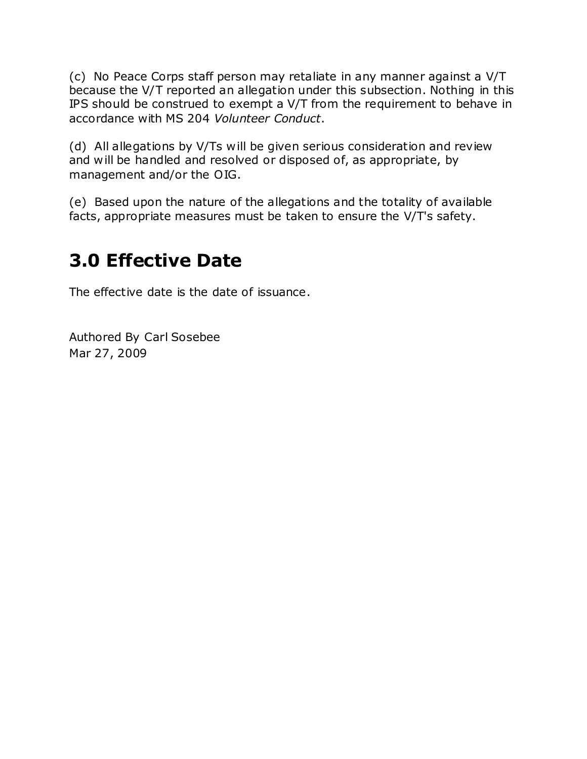(c) No Peace Corps staff person may retaliate in any manner against a V/T because the V/T reported an allegation under this subsection. Nothing in this IPS should be construed to exempt a V/T from the requirement to behave in accordance with MS 204 *Volunteer Conduct*.

(d) All allegations by V/Ts will be given serious consideration and review and will be handled and resolved or disposed of, as appropriate, by management and/or the OIG.

(e) Based upon the nature of the allegations and the totality of available facts, appropriate measures must be taken to ensure the V/T's safety.

## 3.0 Effective Date

The effective date is the date of issuance.

Authored By Carl Sosebee
Mar 27, 2009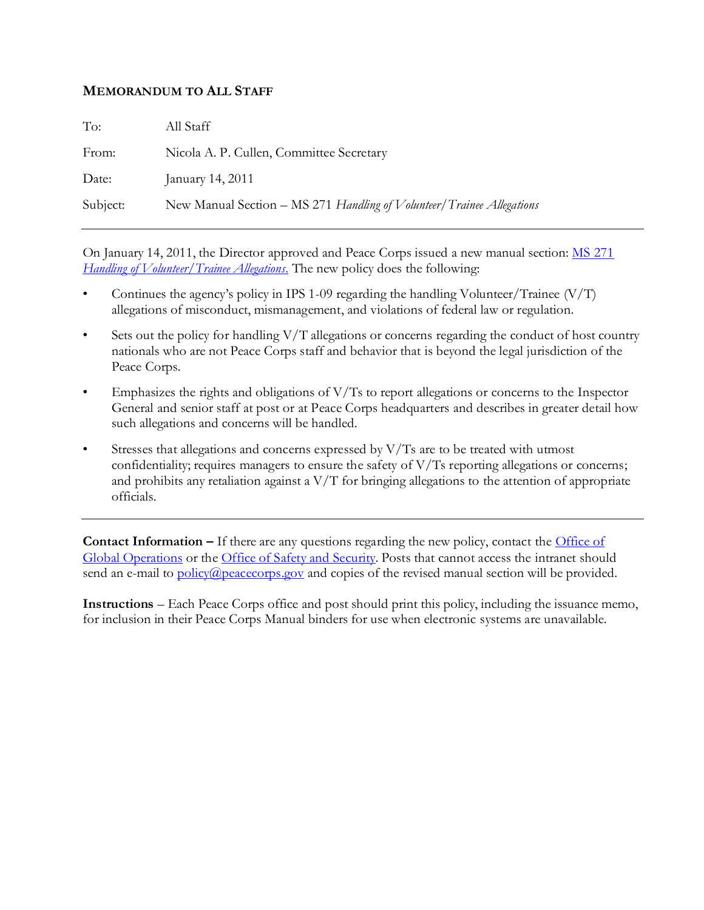## MEMORANDUM TO ALL STAFF

| | |
|---|---|
| To: | All Staff |
| From: | Nicola A. P. Cullen, Committee Secretary |
| Date: | January 14, 2011 |
| Subject: | New Manual Section – MS 271 *Handling of Volunteer/Trainee Allegations* |

---

On January 14, 2011, the Director approved and Peace Corps issued a new manual section: [MS 271 *Handling of Volunteer/Trainee Allegations*.]() The new policy does the following:

- Continues the agency's policy in IPS 1-09 regarding the handling Volunteer/Trainee (V/T) allegations of misconduct, mismanagement, and violations of federal law or regulation.
- Sets out the policy for handling V/T allegations or concerns regarding the conduct of host country nationals who are not Peace Corps staff and behavior that is beyond the legal jurisdiction of the Peace Corps.
- Emphasizes the rights and obligations of V/Ts to report allegations or concerns to the Inspector General and senior staff at post or at Peace Corps headquarters and describes in greater detail how such allegations and concerns will be handled.
- Stresses that allegations and concerns expressed by V/Ts are to be treated with utmost confidentiality; requires managers to ensure the safety of V/Ts reporting allegations or concerns; and prohibits any retaliation against a V/T for bringing allegations to the attention of appropriate officials.

---

**Contact Information –** If there are any questions regarding the new policy, contact the [Office of Global Operations]() or the [Office of Safety and Security](). Posts that cannot access the intranet should send an e-mail to [policy@peacecorps.gov](mailto:policy@peacecorps.gov) and copies of the revised manual section will be provided.

**Instructions** – Each Peace Corps office and post should print this policy, including the issuance memo, for inclusion in their Peace Corps Manual binders for use when electronic systems are unavailable.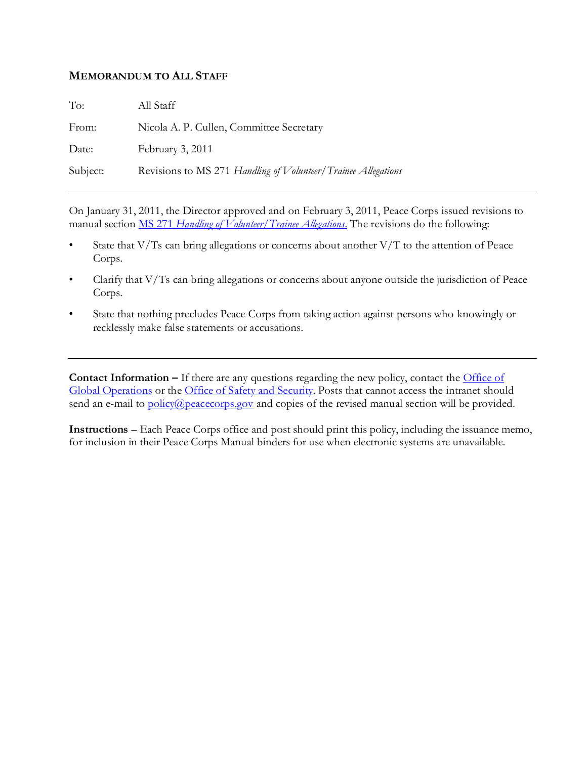## MEMORANDUM TO ALL STAFF

| | |
|---|---|
| To: | All Staff |
| From: | Nicola A. P. Cullen, Committee Secretary |
| Date: | February 3, 2011 |
| Subject: | Revisions to MS 271 *Handling of Volunteer/Trainee Allegations* |

---

On January 31, 2011, the Director approved and on February 3, 2011, Peace Corps issued revisions to manual section MS 271 *Handling of Volunteer/Trainee Allegations*. The revisions do the following:

- State that V/Ts can bring allegations or concerns about another V/T to the attention of Peace Corps.
- Clarify that V/Ts can bring allegations or concerns about anyone outside the jurisdiction of Peace Corps.
- State that nothing precludes Peace Corps from taking action against persons who knowingly or recklessly make false statements or accusations.

---

**Contact Information –** If there are any questions regarding the new policy, contact the Office of Global Operations or the Office of Safety and Security. Posts that cannot access the intranet should send an e-mail to policy@peacecorps.gov and copies of the revised manual section will be provided.

**Instructions** – Each Peace Corps office and post should print this policy, including the issuance memo, for inclusion in their Peace Corps Manual binders for use when electronic systems are unavailable.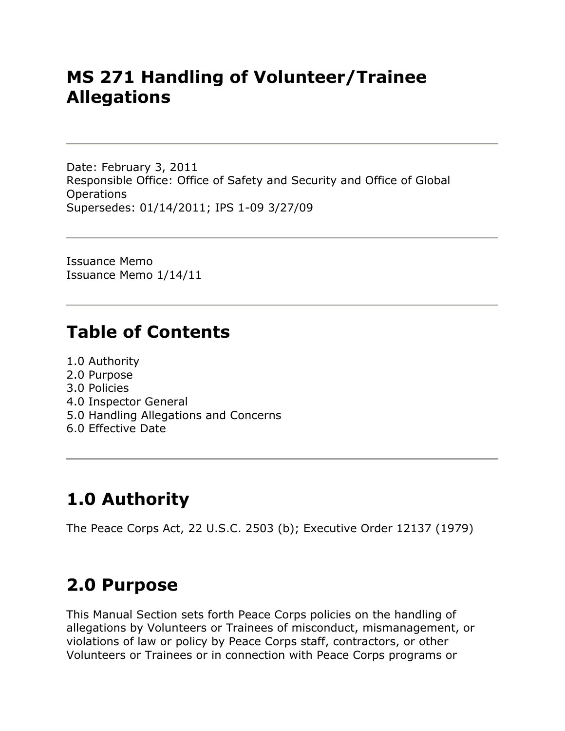# MS 271 Handling of Volunteer/Trainee Allegations

---

Date: February 3, 2011
Responsible Office: Office of Safety and Security and Office of Global Operations
Supersedes: 01/14/2011; IPS 1-09 3/27/09

---

Issuance Memo
Issuance Memo 1/14/11

---

## Table of Contents

1.0 Authority
2.0 Purpose
3.0 Policies
4.0 Inspector General
5.0 Handling Allegations and Concerns
6.0 Effective Date

---

## 1.0 Authority

The Peace Corps Act, 22 U.S.C. 2503 (b); Executive Order 12137 (1979)

## 2.0 Purpose

This Manual Section sets forth Peace Corps policies on the handling of allegations by Volunteers or Trainees of misconduct, mismanagement, or violations of law or policy by Peace Corps staff, contractors, or other Volunteers or Trainees or in connection with Peace Corps programs or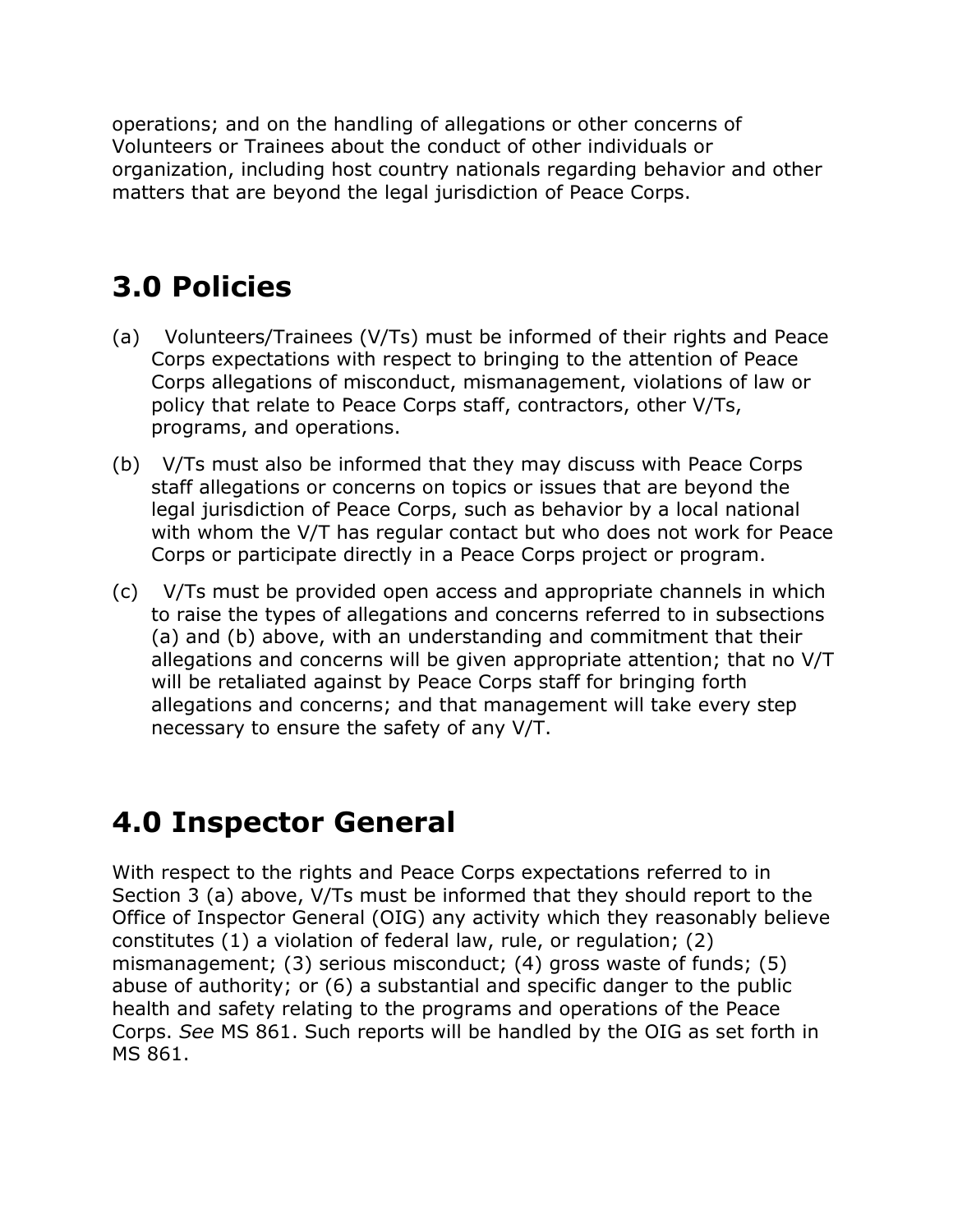operations; and on the handling of allegations or other concerns of Volunteers or Trainees about the conduct of other individuals or organization, including host country nationals regarding behavior and other matters that are beyond the legal jurisdiction of Peace Corps.

## 3.0 Policies

(a) Volunteers/Trainees (V/Ts) must be informed of their rights and Peace Corps expectations with respect to bringing to the attention of Peace Corps allegations of misconduct, mismanagement, violations of law or policy that relate to Peace Corps staff, contractors, other V/Ts, programs, and operations.

(b) V/Ts must also be informed that they may discuss with Peace Corps staff allegations or concerns on topics or issues that are beyond the legal jurisdiction of Peace Corps, such as behavior by a local national with whom the V/T has regular contact but who does not work for Peace Corps or participate directly in a Peace Corps project or program.

(c) V/Ts must be provided open access and appropriate channels in which to raise the types of allegations and concerns referred to in subsections (a) and (b) above, with an understanding and commitment that their allegations and concerns will be given appropriate attention; that no V/T will be retaliated against by Peace Corps staff for bringing forth allegations and concerns; and that management will take every step necessary to ensure the safety of any V/T.

## 4.0 Inspector General

With respect to the rights and Peace Corps expectations referred to in Section 3 (a) above, V/Ts must be informed that they should report to the Office of Inspector General (OIG) any activity which they reasonably believe constitutes (1) a violation of federal law, rule, or regulation; (2) mismanagement; (3) serious misconduct; (4) gross waste of funds; (5) abuse of authority; or (6) a substantial and specific danger to the public health and safety relating to the programs and operations of the Peace Corps. *See* MS 861. Such reports will be handled by the OIG as set forth in MS 861.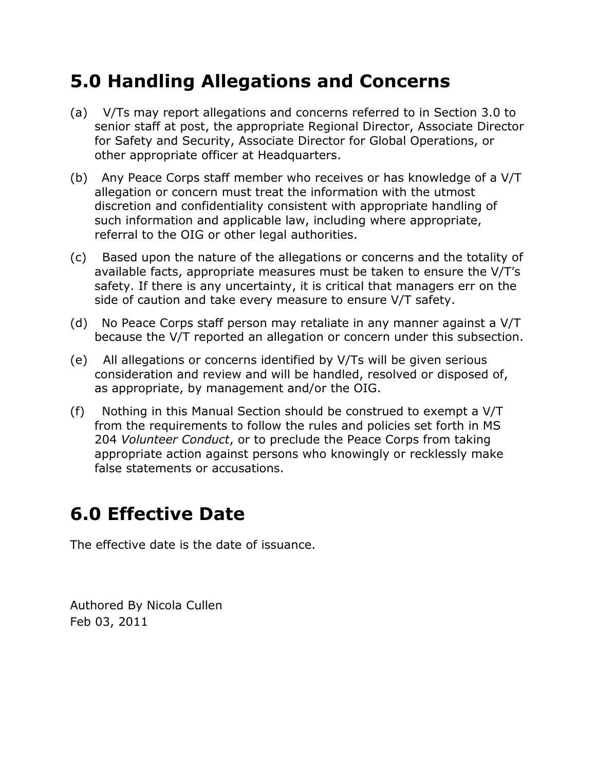## 5.0 Handling Allegations and Concerns

(a) V/Ts may report allegations and concerns referred to in Section 3.0 to senior staff at post, the appropriate Regional Director, Associate Director for Safety and Security, Associate Director for Global Operations, or other appropriate officer at Headquarters.

(b) Any Peace Corps staff member who receives or has knowledge of a V/T allegation or concern must treat the information with the utmost discretion and confidentiality consistent with appropriate handling of such information and applicable law, including where appropriate, referral to the OIG or other legal authorities.

(c) Based upon the nature of the allegations or concerns and the totality of available facts, appropriate measures must be taken to ensure the V/T's safety. If there is any uncertainty, it is critical that managers err on the side of caution and take every measure to ensure V/T safety.

(d) No Peace Corps staff person may retaliate in any manner against a V/T because the V/T reported an allegation or concern under this subsection.

(e) All allegations or concerns identified by V/Ts will be given serious consideration and review and will be handled, resolved or disposed of, as appropriate, by management and/or the OIG.

(f) Nothing in this Manual Section should be construed to exempt a V/T from the requirements to follow the rules and policies set forth in MS 204 *Volunteer Conduct*, or to preclude the Peace Corps from taking appropriate action against persons who knowingly or recklessly make false statements or accusations.

## 6.0 Effective Date

The effective date is the date of issuance.

Authored By Nicola Cullen
Feb 03, 2011